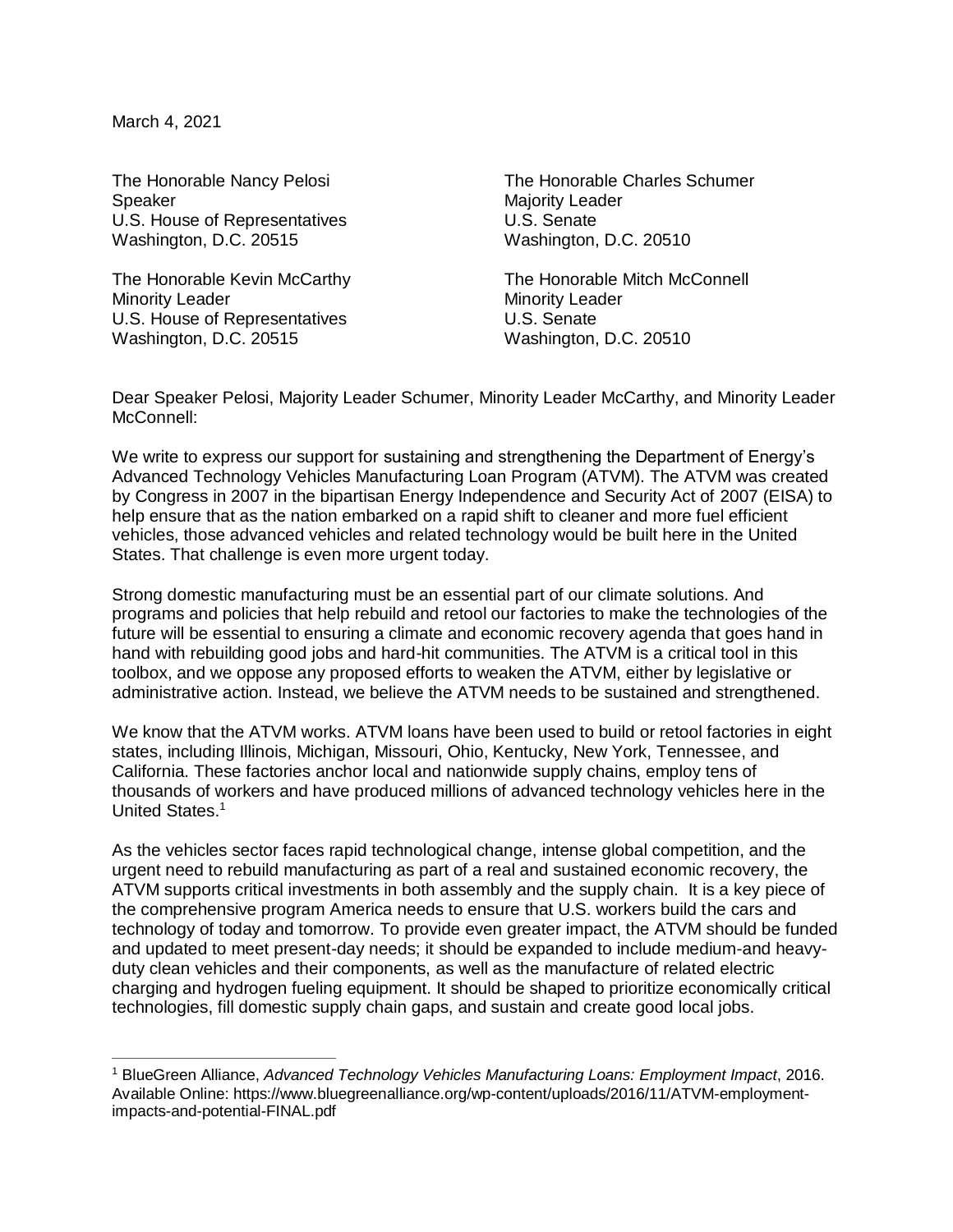March 4, 2021

The Honorable Nancy Pelosi
Speaker
U.S. House of Representatives
Washington, D.C. 20515

The Honorable Charles Schumer
Majority Leader
U.S. Senate
Washington, D.C. 20510

The Honorable Kevin McCarthy
Minority Leader
U.S. House of Representatives
Washington, D.C. 20515

The Honorable Mitch McConnell
Minority Leader
U.S. Senate
Washington, D.C. 20510

Dear Speaker Pelosi, Majority Leader Schumer, Minority Leader McCarthy, and Minority Leader McConnell:

We write to express our support for sustaining and strengthening the Department of Energy's Advanced Technology Vehicles Manufacturing Loan Program (ATVM). The ATVM was created by Congress in 2007 in the bipartisan Energy Independence and Security Act of 2007 (EISA) to help ensure that as the nation embarked on a rapid shift to cleaner and more fuel efficient vehicles, those advanced vehicles and related technology would be built here in the United States. That challenge is even more urgent today.

Strong domestic manufacturing must be an essential part of our climate solutions. And programs and policies that help rebuild and retool our factories to make the technologies of the future will be essential to ensuring a climate and economic recovery agenda that goes hand in hand with rebuilding good jobs and hard-hit communities. The ATVM is a critical tool in this toolbox, and we oppose any proposed efforts to weaken the ATVM, either by legislative or administrative action. Instead, we believe the ATVM needs to be sustained and strengthened.

We know that the ATVM works. ATVM loans have been used to build or retool factories in eight states, including Illinois, Michigan, Missouri, Ohio, Kentucky, New York, Tennessee, and California. These factories anchor local and nationwide supply chains, employ tens of thousands of workers and have produced millions of advanced technology vehicles here in the United States.[1]

As the vehicles sector faces rapid technological change, intense global competition, and the urgent need to rebuild manufacturing as part of a real and sustained economic recovery, the ATVM supports critical investments in both assembly and the supply chain. It is a key piece of the comprehensive program America needs to ensure that U.S. workers build the cars and technology of today and tomorrow. To provide even greater impact, the ATVM should be funded and updated to meet present-day needs; it should be expanded to include medium-and heavy-duty clean vehicles and their components, as well as the manufacture of related electric charging and hydrogen fueling equipment. It should be shaped to prioritize economically critical technologies, fill domestic supply chain gaps, and sustain and create good local jobs.

[1] BlueGreen Alliance, *Advanced Technology Vehicles Manufacturing Loans: Employment Impact*, 2016. Available Online: https://www.bluegreenalliance.org/wp-content/uploads/2016/11/ATVM-employment-impacts-and-potential-FINAL.pdf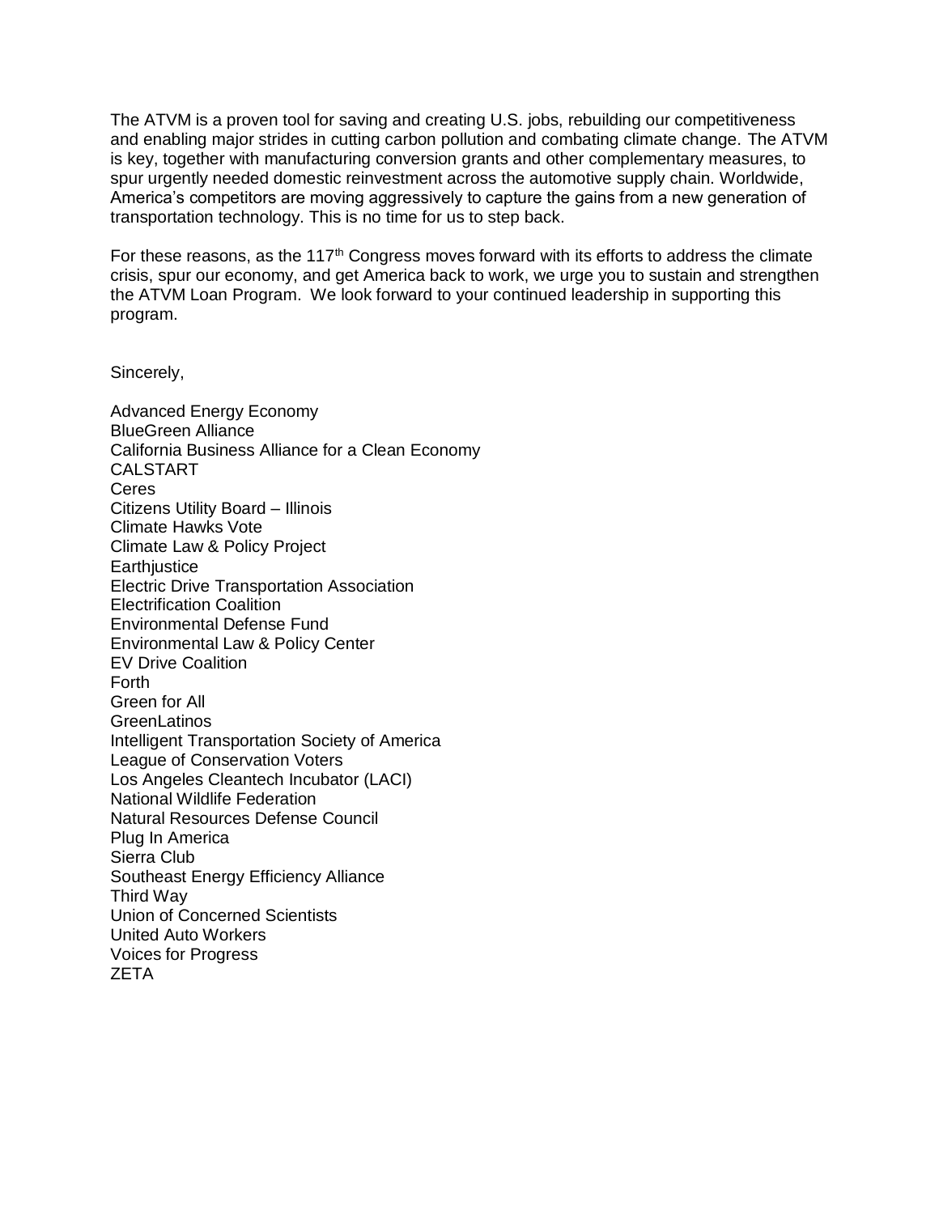The ATVM is a proven tool for saving and creating U.S. jobs, rebuilding our competitiveness and enabling major strides in cutting carbon pollution and combating climate change. The ATVM is key, together with manufacturing conversion grants and other complementary measures, to spur urgently needed domestic reinvestment across the automotive supply chain. Worldwide, America's competitors are moving aggressively to capture the gains from a new generation of transportation technology. This is no time for us to step back.

For these reasons, as the 117th Congress moves forward with its efforts to address the climate crisis, spur our economy, and get America back to work, we urge you to sustain and strengthen the ATVM Loan Program. We look forward to your continued leadership in supporting this program.

Sincerely,

Advanced Energy Economy
BlueGreen Alliance
California Business Alliance for a Clean Economy
CALSTART
Ceres
Citizens Utility Board – Illinois
Climate Hawks Vote
Climate Law & Policy Project
Earthjustice
Electric Drive Transportation Association
Electrification Coalition
Environmental Defense Fund
Environmental Law & Policy Center
EV Drive Coalition
Forth
Green for All
GreenLatinos
Intelligent Transportation Society of America
League of Conservation Voters
Los Angeles Cleantech Incubator (LACI)
National Wildlife Federation
Natural Resources Defense Council
Plug In America
Sierra Club
Southeast Energy Efficiency Alliance
Third Way
Union of Concerned Scientists
United Auto Workers
Voices for Progress
ZETA